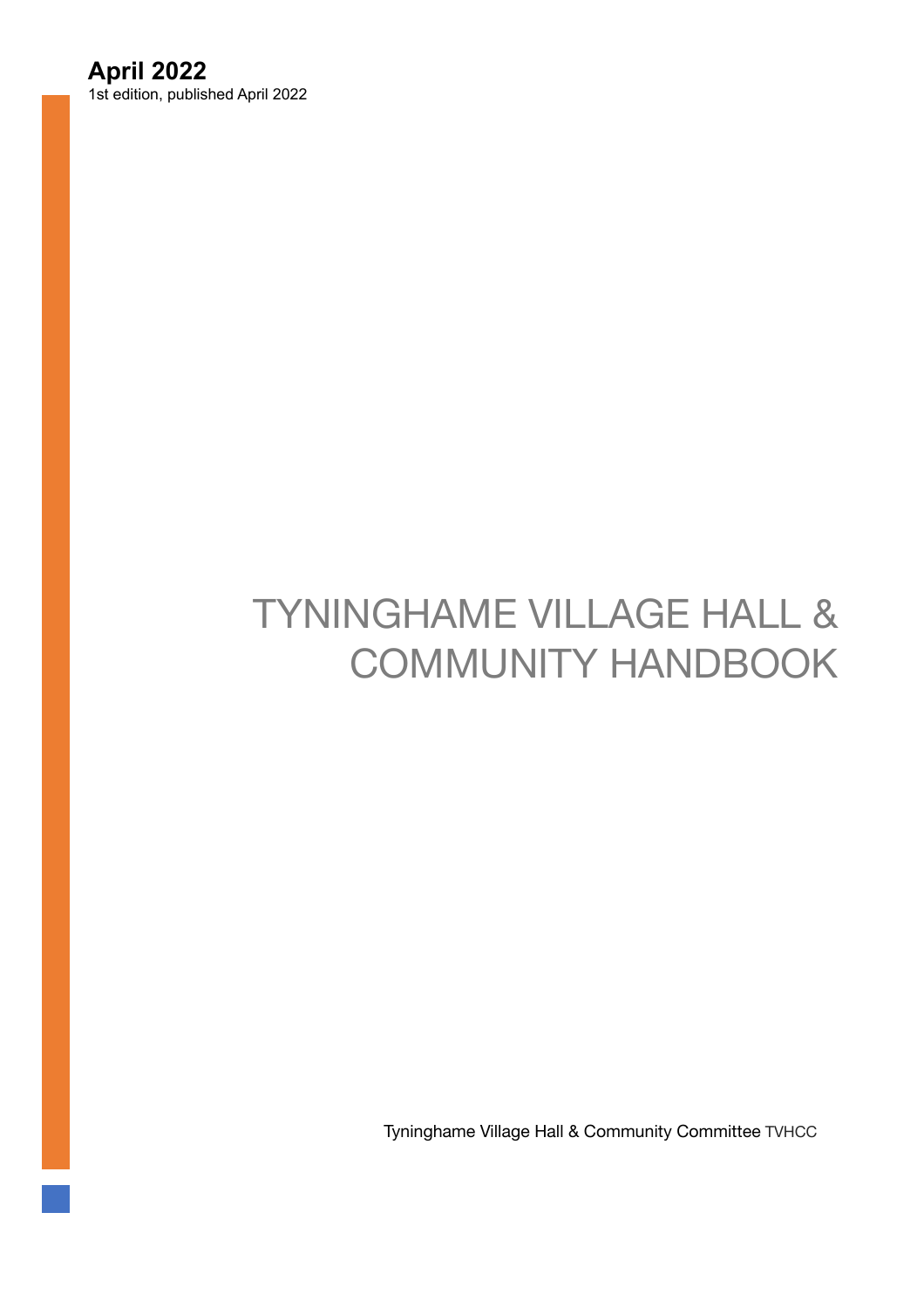**April 2022**
1st edition, published April 2022

# TYNINGHAME VILLAGE HALL & COMMUNITY HANDBOOK

Tyninghame Village Hall & Community Committee TVHCC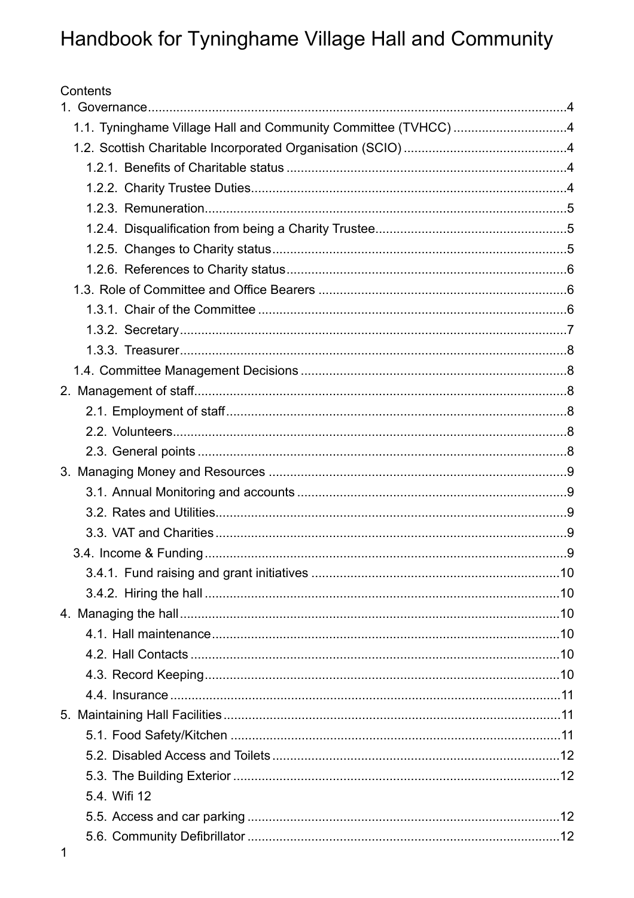# Handbook for Tyninghame Village Hall and Community

Contents

1. Governance....................................................................................................4
   - 1.1. Tyninghame Village Hall and Community Committee (TVHCC) ...............................4
   - 1.2. Scottish Charitable Incorporated Organisation (SCIO) ............................................4
     - 1.2.1. Benefits of Charitable status .............................................................................4
     - 1.2.2. Charity Trustee Duties.......................................................................................4
     - 1.2.3. Remuneration....................................................................................................5
     - 1.2.4. Disqualification from being a Charity Trustee.....................................................5
     - 1.2.5. Changes to Charity status.................................................................................5
     - 1.2.6. References to Charity status..............................................................................6
   - 1.3. Role of Committee and Office Bearers .....................................................................6
     - 1.3.1. Chair of the Committee .....................................................................................6
     - 1.3.2. Secretary...........................................................................................................7
     - 1.3.3. Treasurer...........................................................................................................8
   - 1.4. Committee Management Decisions ..........................................................................8
2. Management of staff.......................................................................................................8
   - 2.1. Employment of staff..............................................................................................8
   - 2.2. Volunteers.............................................................................................................8
   - 2.3. General points ......................................................................................................8
3. Managing Money and Resources ...................................................................................9
   - 3.1. Annual Monitoring and accounts ...........................................................................9
   - 3.2. Rates and Utilities.................................................................................................9
   - 3.3. VAT and Charities .................................................................................................9
   - 3.4. Income & Funding ....................................................................................................9
     - 3.4.1. Fund raising and grant initiatives .....................................................................10
     - 3.4.2. Hiring the hall ..................................................................................................10
4. Managing the hall..........................................................................................................10
   - 4.1. Hall maintenance.................................................................................................10
   - 4.2. Hall Contacts .......................................................................................................10
   - 4.3. Record Keeping...................................................................................................10
   - 4.4. Insurance .............................................................................................................11
5. Maintaining Hall Facilities..............................................................................................11
   - 5.1. Food Safety/Kitchen ............................................................................................11
   - 5.2. Disabled Access and Toilets ................................................................................12
   - 5.3. The Building Exterior ...........................................................................................12
   - 5.4. Wifi 12
   - 5.5. Access and car parking .......................................................................................12
   - 5.6. Community Defibrillator .......................................................................................12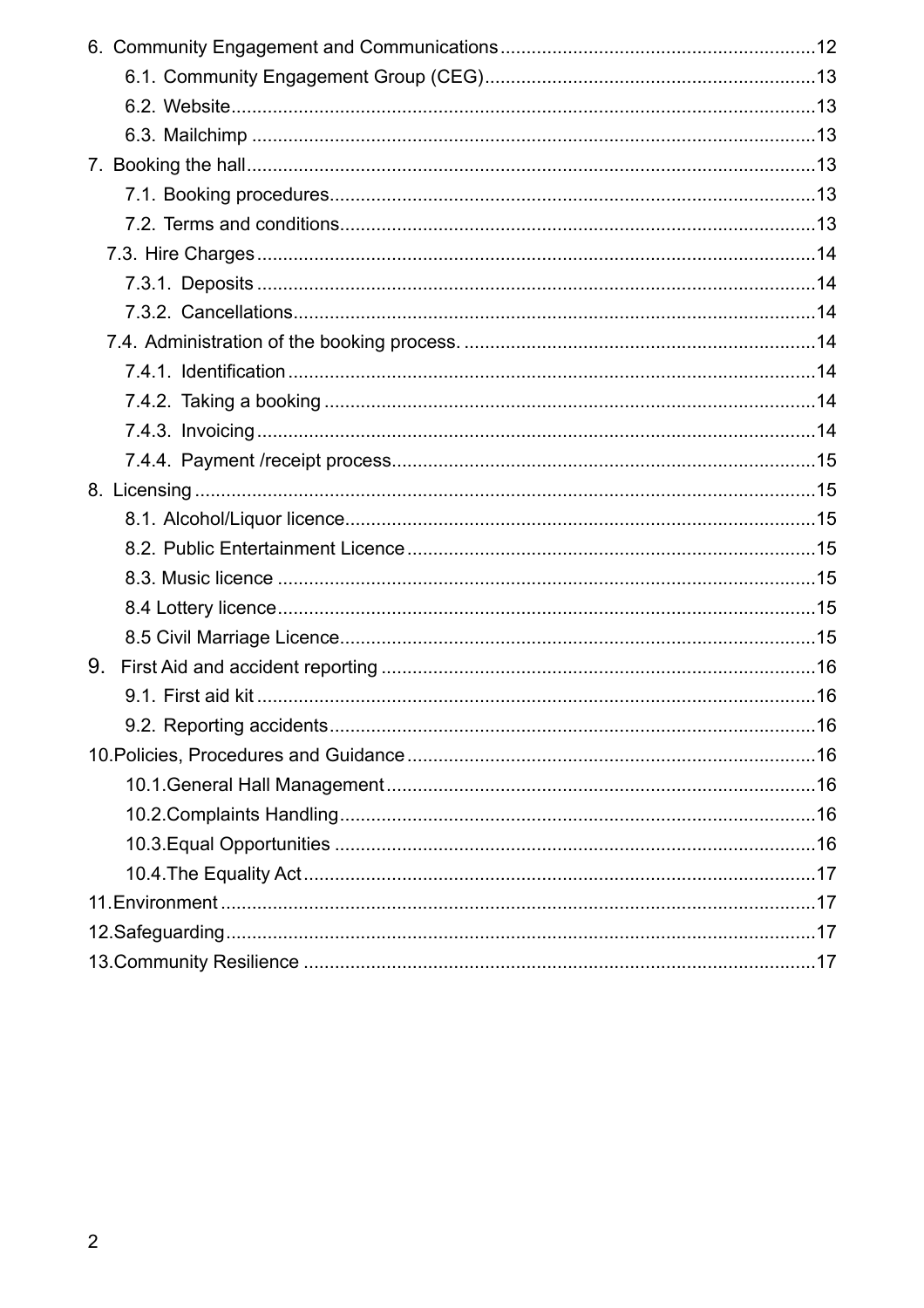6. Community Engagement and Communications ......12
  6.1. Community Engagement Group (CEG) ......13
  6.2. Website ......13
  6.3. Mailchimp ......13

7. Booking the hall ......13
  7.1. Booking procedures ......13
  7.2. Terms and conditions ......13
  7.3. Hire Charges ......14
    7.3.1. Deposits ......14
    7.3.2. Cancellations ......14
  7.4. Administration of the booking process. ......14
    7.4.1. Identification ......14
    7.4.2. Taking a booking ......14
    7.4.3. Invoicing ......14
    7.4.4. Payment /receipt process ......15

8. Licensing ......15
  8.1. Alcohol/Liquor licence ......15
  8.2. Public Entertainment Licence ......15
  8.3. Music licence ......15
  8.4 Lottery licence ......15
  8.5 Civil Marriage Licence ......15

9. First Aid and accident reporting ......16
  9.1. First aid kit ......16
  9.2. Reporting accidents ......16

10. Policies, Procedures and Guidance ......16
  10.1. General Hall Management ......16
  10.2. Complaints Handling ......16
  10.3. Equal Opportunities ......16
  10.4. The Equality Act ......17

11. Environment ......17

12. Safeguarding ......17

13. Community Resilience ......17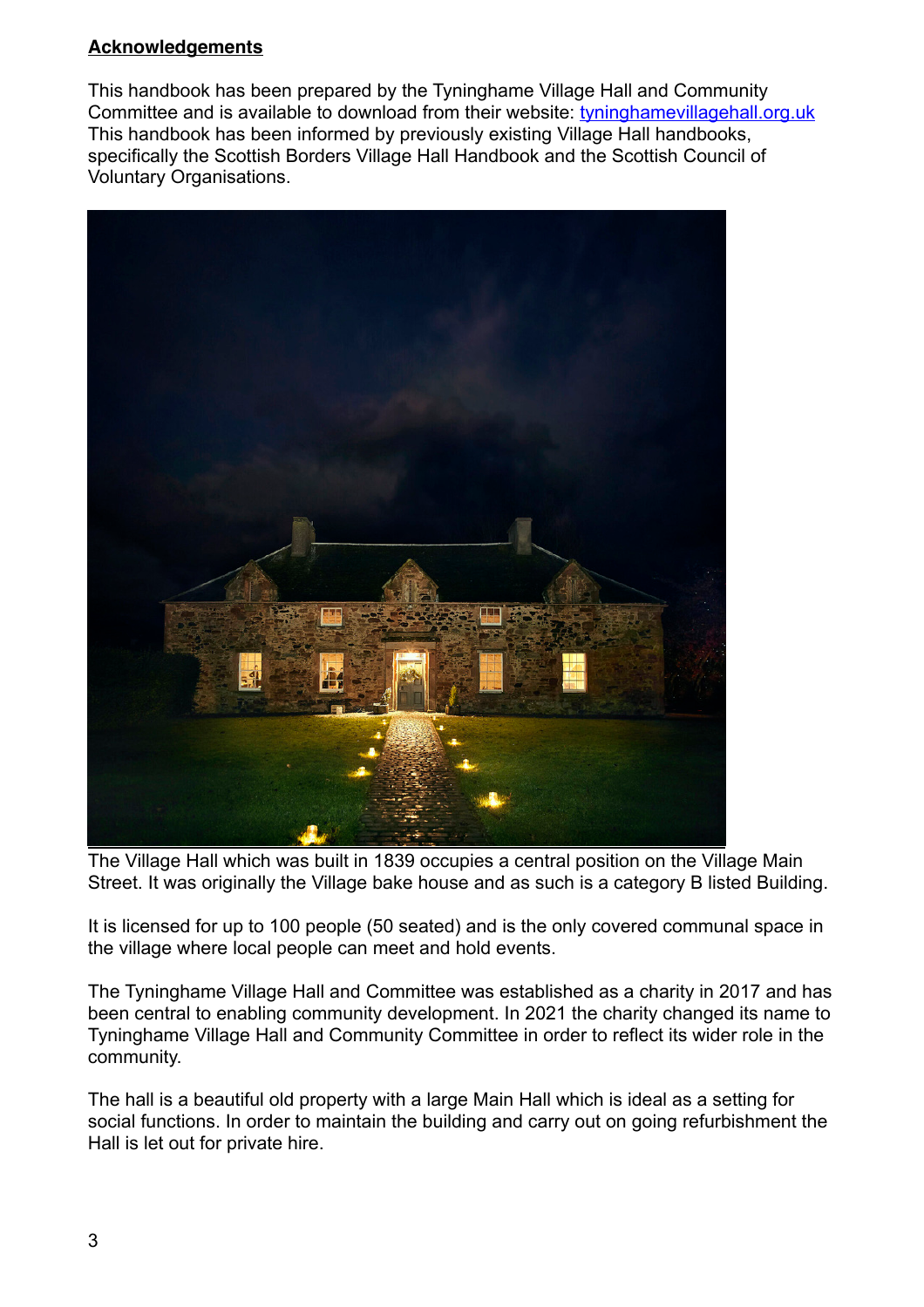**Acknowledgements**

This handbook has been prepared by the Tyninghame Village Hall and Community Committee and is available to download from their website: [tyninghamevillagehall.org.uk](tyninghamevillagehall.org.uk)
This handbook has been informed by previously existing Village Hall handbooks, specifically the Scottish Borders Village Hall Handbook and the Scottish Council of Voluntary Organisations.

The Village Hall which was built in 1839 occupies a central position on the Village Main Street. It was originally the Village bake house and as such is a category B listed Building.

It is licensed for up to 100 people (50 seated) and is the only covered communal space in the village where local people can meet and hold events.

The Tyninghame Village Hall and Committee was established as a charity in 2017 and has been central to enabling community development. In 2021 the charity changed its name to Tyninghame Village Hall and Community Committee in order to reflect its wider role in the community.

The hall is a beautiful old property with a large Main Hall which is ideal as a setting for social functions. In order to maintain the building and carry out on going refurbishment the Hall is let out for private hire.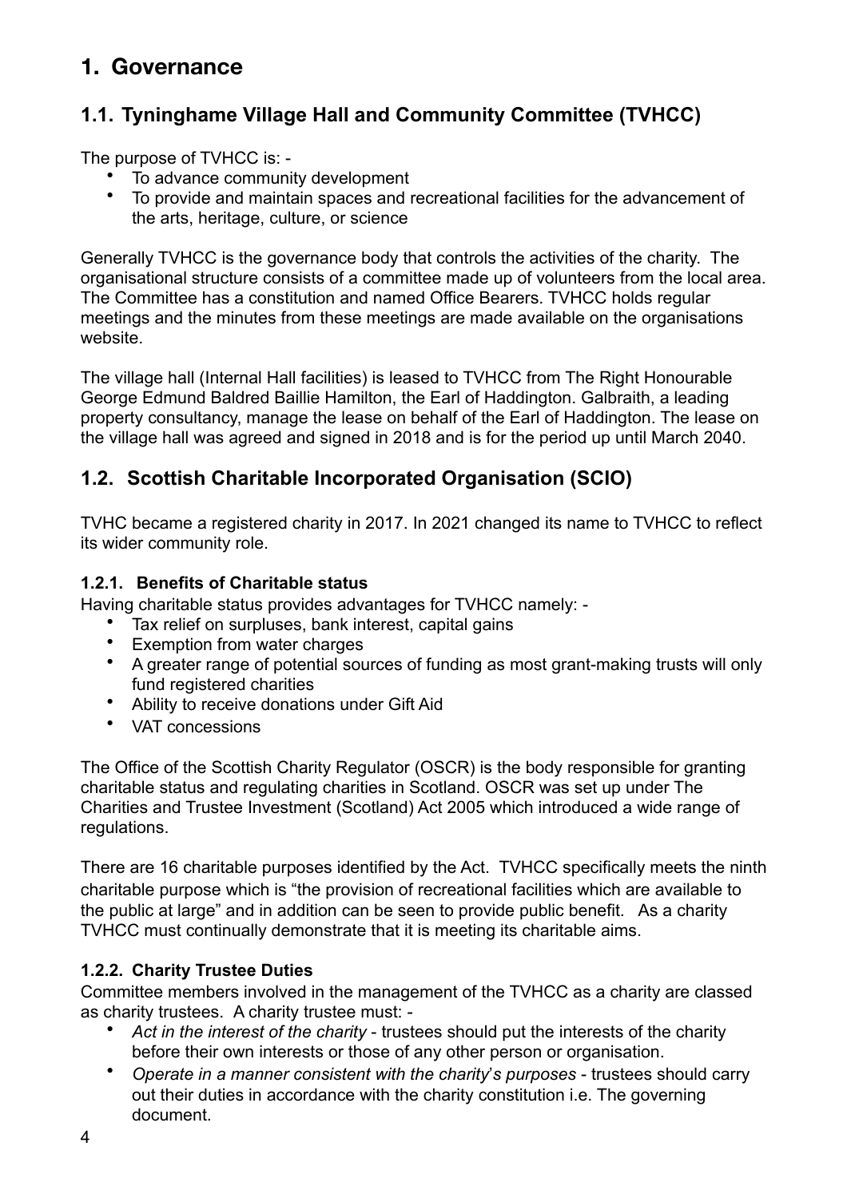# 1. Governance

## 1.1. Tyninghame Village Hall and Community Committee (TVHCC)

The purpose of TVHCC is: -

- To advance community development
- To provide and maintain spaces and recreational facilities for the advancement of the arts, heritage, culture, or science

Generally TVHCC is the governance body that controls the activities of the charity. The organisational structure consists of a committee made up of volunteers from the local area. The Committee has a constitution and named Office Bearers. TVHCC holds regular meetings and the minutes from these meetings are made available on the organisations website.

The village hall (Internal Hall facilities) is leased to TVHCC from The Right Honourable George Edmund Baldred Baillie Hamilton, the Earl of Haddington. Galbraith, a leading property consultancy, manage the lease on behalf of the Earl of Haddington. The lease on the village hall was agreed and signed in 2018 and is for the period up until March 2040.

## 1.2. Scottish Charitable Incorporated Organisation (SCIO)

TVHC became a registered charity in 2017. In 2021 changed its name to TVHCC to reflect its wider community role.

### 1.2.1. Benefits of Charitable status

Having charitable status provides advantages for TVHCC namely: -

- Tax relief on surpluses, bank interest, capital gains
- Exemption from water charges
- A greater range of potential sources of funding as most grant-making trusts will only fund registered charities
- Ability to receive donations under Gift Aid
- VAT concessions

The Office of the Scottish Charity Regulator (OSCR) is the body responsible for granting charitable status and regulating charities in Scotland. OSCR was set up under The Charities and Trustee Investment (Scotland) Act 2005 which introduced a wide range of regulations.

There are 16 charitable purposes identified by the Act. TVHCC specifically meets the ninth charitable purpose which is "the provision of recreational facilities which are available to the public at large" and in addition can be seen to provide public benefit. As a charity TVHCC must continually demonstrate that it is meeting its charitable aims.

### 1.2.2. Charity Trustee Duties

Committee members involved in the management of the TVHCC as a charity are classed as charity trustees. A charity trustee must: -

- *Act in the interest of the charity* - trustees should put the interests of the charity before their own interests or those of any other person or organisation.
- *Operate in a manner consistent with the charity's purposes* - trustees should carry out their duties in accordance with the charity constitution i.e. The governing document.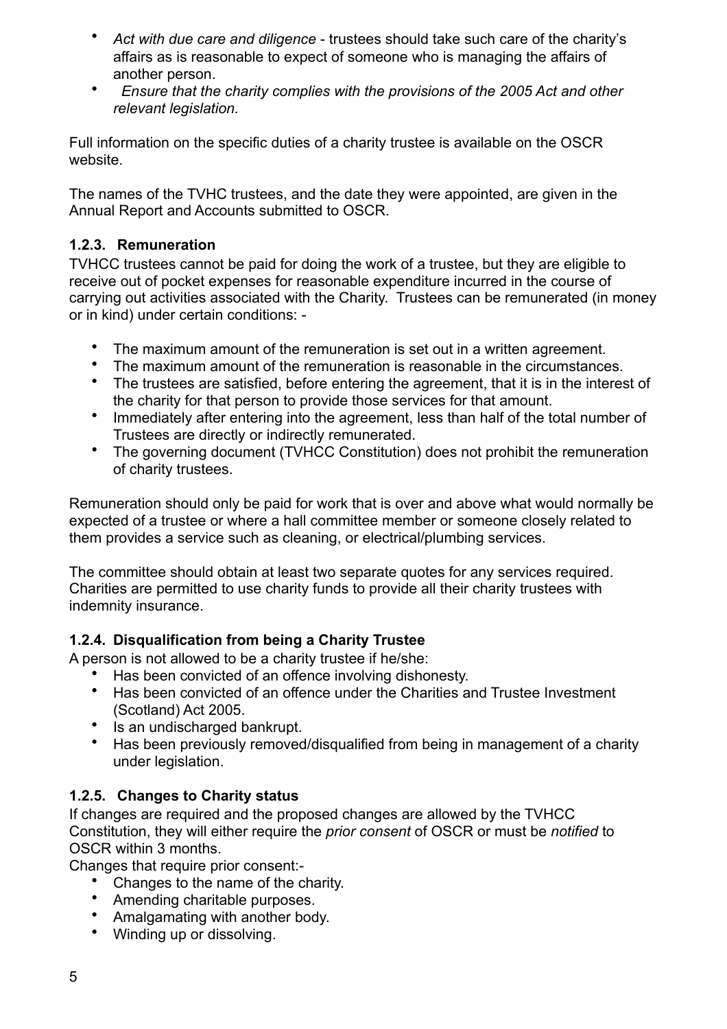- *Act with due care and diligence* - trustees should take such care of the charity's affairs as is reasonable to expect of someone who is managing the affairs of another person.
- *Ensure that the charity complies with the provisions of the 2005 Act and other relevant legislation.*

Full information on the specific duties of a charity trustee is available on the OSCR website.

The names of the TVHC trustees, and the date they were appointed, are given in the Annual Report and Accounts submitted to OSCR.

### 1.2.3. Remuneration

TVHCC trustees cannot be paid for doing the work of a trustee, but they are eligible to receive out of pocket expenses for reasonable expenditure incurred in the course of carrying out activities associated with the Charity. Trustees can be remunerated (in money or in kind) under certain conditions: -

- The maximum amount of the remuneration is set out in a written agreement.
- The maximum amount of the remuneration is reasonable in the circumstances.
- The trustees are satisfied, before entering the agreement, that it is in the interest of the charity for that person to provide those services for that amount.
- Immediately after entering into the agreement, less than half of the total number of Trustees are directly or indirectly remunerated.
- The governing document (TVHCC Constitution) does not prohibit the remuneration of charity trustees.

Remuneration should only be paid for work that is over and above what would normally be expected of a trustee or where a hall committee member or someone closely related to them provides a service such as cleaning, or electrical/plumbing services.

The committee should obtain at least two separate quotes for any services required. Charities are permitted to use charity funds to provide all their charity trustees with indemnity insurance.

### 1.2.4. Disqualification from being a Charity Trustee

A person is not allowed to be a charity trustee if he/she:

- Has been convicted of an offence involving dishonesty.
- Has been convicted of an offence under the Charities and Trustee Investment (Scotland) Act 2005.
- Is an undischarged bankrupt.
- Has been previously removed/disqualified from being in management of a charity under legislation.

### 1.2.5. Changes to Charity status

If changes are required and the proposed changes are allowed by the TVHCC Constitution, they will either require the *prior consent* of OSCR or must be *notified* to OSCR within 3 months.

Changes that require prior consent:-

- Changes to the name of the charity.
- Amending charitable purposes.
- Amalgamating with another body.
- Winding up or dissolving.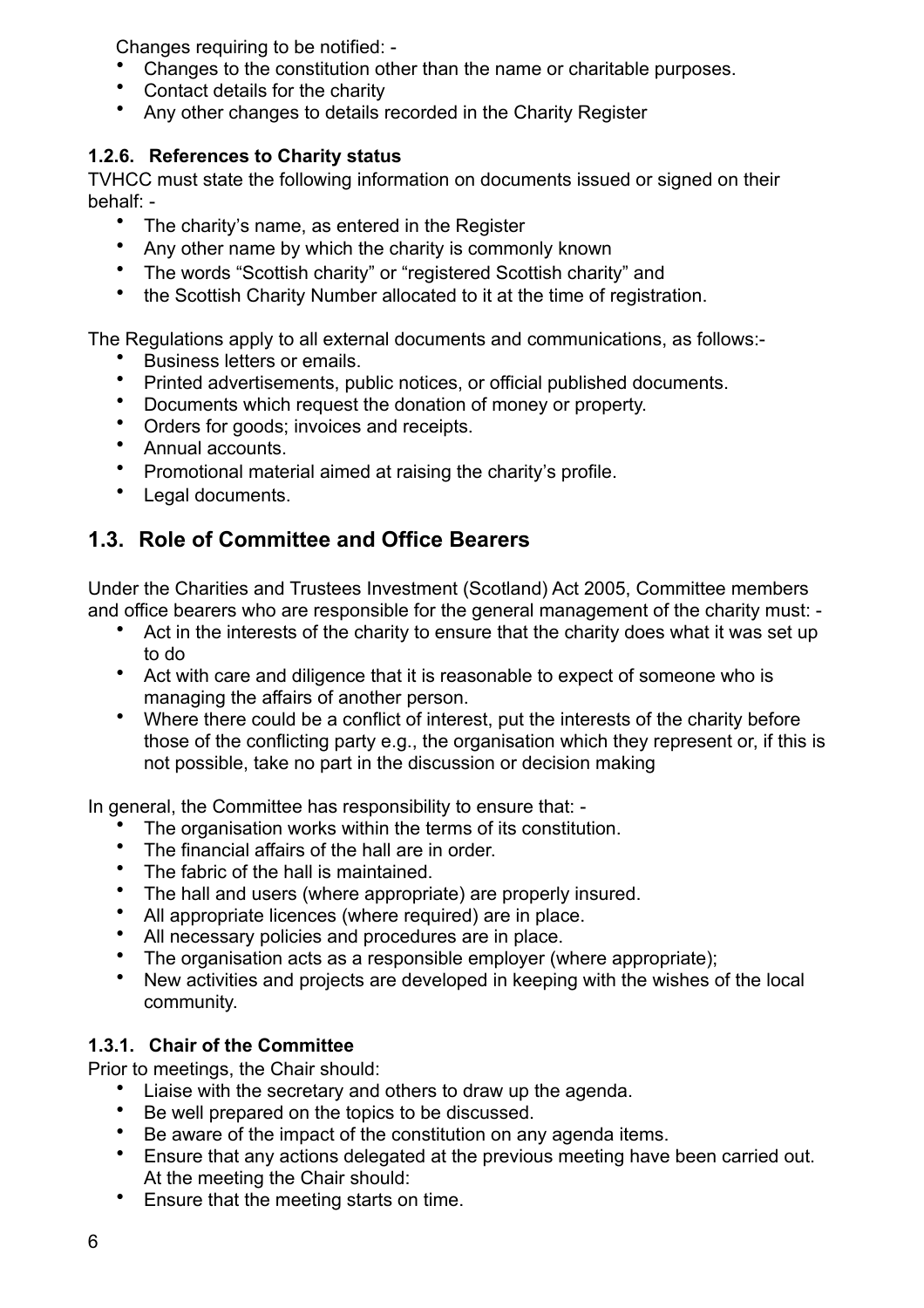Changes requiring to be notified: -

- Changes to the constitution other than the name or charitable purposes.
- Contact details for the charity
- Any other changes to details recorded in the Charity Register

#### 1.2.6. References to Charity status

TVHCC must state the following information on documents issued or signed on their behalf: -

- The charity's name, as entered in the Register
- Any other name by which the charity is commonly known
- The words "Scottish charity" or "registered Scottish charity" and
- the Scottish Charity Number allocated to it at the time of registration.

The Regulations apply to all external documents and communications, as follows:-

- Business letters or emails.
- Printed advertisements, public notices, or official published documents.
- Documents which request the donation of money or property.
- Orders for goods; invoices and receipts.
- Annual accounts.
- Promotional material aimed at raising the charity's profile.
- Legal documents.

## 1.3. Role of Committee and Office Bearers

Under the Charities and Trustees Investment (Scotland) Act 2005, Committee members and office bearers who are responsible for the general management of the charity must: -

- Act in the interests of the charity to ensure that the charity does what it was set up to do
- Act with care and diligence that it is reasonable to expect of someone who is managing the affairs of another person.
- Where there could be a conflict of interest, put the interests of the charity before those of the conflicting party e.g., the organisation which they represent or, if this is not possible, take no part in the discussion or decision making

In general, the Committee has responsibility to ensure that: -

- The organisation works within the terms of its constitution.
- The financial affairs of the hall are in order.
- The fabric of the hall is maintained.
- The hall and users (where appropriate) are properly insured.
- All appropriate licences (where required) are in place.
- All necessary policies and procedures are in place.
- The organisation acts as a responsible employer (where appropriate);
- New activities and projects are developed in keeping with the wishes of the local community.

#### 1.3.1. Chair of the Committee

Prior to meetings, the Chair should:

- Liaise with the secretary and others to draw up the agenda.
- Be well prepared on the topics to be discussed.
- Be aware of the impact of the constitution on any agenda items.
- Ensure that any actions delegated at the previous meeting have been carried out.

At the meeting the Chair should:

- Ensure that the meeting starts on time.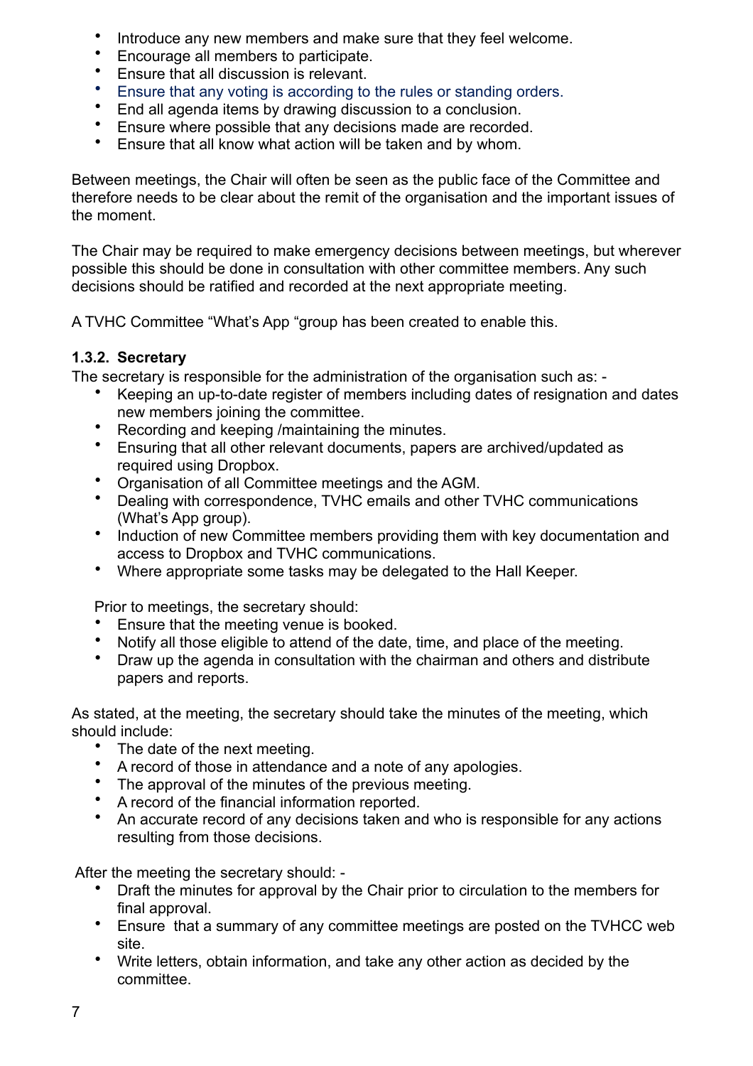- Introduce any new members and make sure that they feel welcome.
- Encourage all members to participate.
- Ensure that all discussion is relevant.
- Ensure that any voting is according to the rules or standing orders.
- End all agenda items by drawing discussion to a conclusion.
- Ensure where possible that any decisions made are recorded.
- Ensure that all know what action will be taken and by whom.

Between meetings, the Chair will often be seen as the public face of the Committee and therefore needs to be clear about the remit of the organisation and the important issues of the moment.

The Chair may be required to make emergency decisions between meetings, but wherever possible this should be done in consultation with other committee members. Any such decisions should be ratified and recorded at the next appropriate meeting.

A TVHC Committee “What’s App “group has been created to enable this.

#### 1.3.2. Secretary

The secretary is responsible for the administration of the organisation such as: -

- Keeping an up-to-date register of members including dates of resignation and dates new members joining the committee.
- Recording and keeping /maintaining the minutes.
- Ensuring that all other relevant documents, papers are archived/updated as required using Dropbox.
- Organisation of all Committee meetings and the AGM.
- Dealing with correspondence, TVHC emails and other TVHC communications (What’s App group).
- Induction of new Committee members providing them with key documentation and access to Dropbox and TVHC communications.
- Where appropriate some tasks may be delegated to the Hall Keeper.

Prior to meetings, the secretary should:

- Ensure that the meeting venue is booked.
- Notify all those eligible to attend of the date, time, and place of the meeting.
- Draw up the agenda in consultation with the chairman and others and distribute papers and reports.

As stated, at the meeting, the secretary should take the minutes of the meeting, which should include:

- The date of the next meeting.
- A record of those in attendance and a note of any apologies.
- The approval of the minutes of the previous meeting.
- A record of the financial information reported.
- An accurate record of any decisions taken and who is responsible for any actions resulting from those decisions.

After the meeting the secretary should: -

- Draft the minutes for approval by the Chair prior to circulation to the members for final approval.
- Ensure that a summary of any committee meetings are posted on the TVHCC web site.
- Write letters, obtain information, and take any other action as decided by the committee.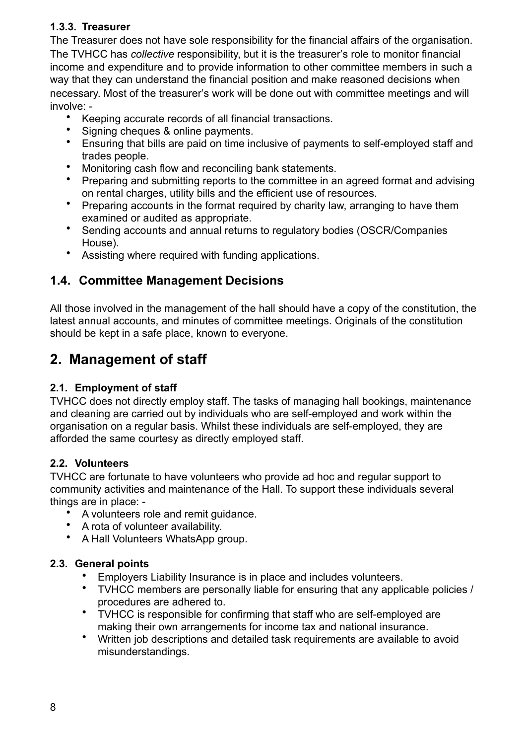#### 1.3.3. Treasurer

The Treasurer does not have sole responsibility for the financial affairs of the organisation. The TVHCC has *collective* responsibility, but it is the treasurer's role to monitor financial income and expenditure and to provide information to other committee members in such a way that they can understand the financial position and make reasoned decisions when necessary. Most of the treasurer's work will be done out with committee meetings and will involve: -

- Keeping accurate records of all financial transactions.
- Signing cheques & online payments.
- Ensuring that bills are paid on time inclusive of payments to self-employed staff and trades people.
- Monitoring cash flow and reconciling bank statements.
- Preparing and submitting reports to the committee in an agreed format and advising on rental charges, utility bills and the efficient use of resources.
- Preparing accounts in the format required by charity law, arranging to have them examined or audited as appropriate.
- Sending accounts and annual returns to regulatory bodies (OSCR/Companies House).
- Assisting where required with funding applications.

### 1.4. Committee Management Decisions

All those involved in the management of the hall should have a copy of the constitution, the latest annual accounts, and minutes of committee meetings. Originals of the constitution should be kept in a safe place, known to everyone.

## 2. Management of staff

#### 2.1. Employment of staff

TVHCC does not directly employ staff. The tasks of managing hall bookings, maintenance and cleaning are carried out by individuals who are self-employed and work within the organisation on a regular basis. Whilst these individuals are self-employed, they are afforded the same courtesy as directly employed staff.

#### 2.2. Volunteers

TVHCC are fortunate to have volunteers who provide ad hoc and regular support to community activities and maintenance of the Hall. To support these individuals several things are in place: -

- A volunteers role and remit guidance.
- A rota of volunteer availability.
- A Hall Volunteers WhatsApp group.

#### 2.3. General points

- Employers Liability Insurance is in place and includes volunteers.
- TVHCC members are personally liable for ensuring that any applicable policies / procedures are adhered to.
- TVHCC is responsible for confirming that staff who are self-employed are making their own arrangements for income tax and national insurance.
- Written job descriptions and detailed task requirements are available to avoid misunderstandings.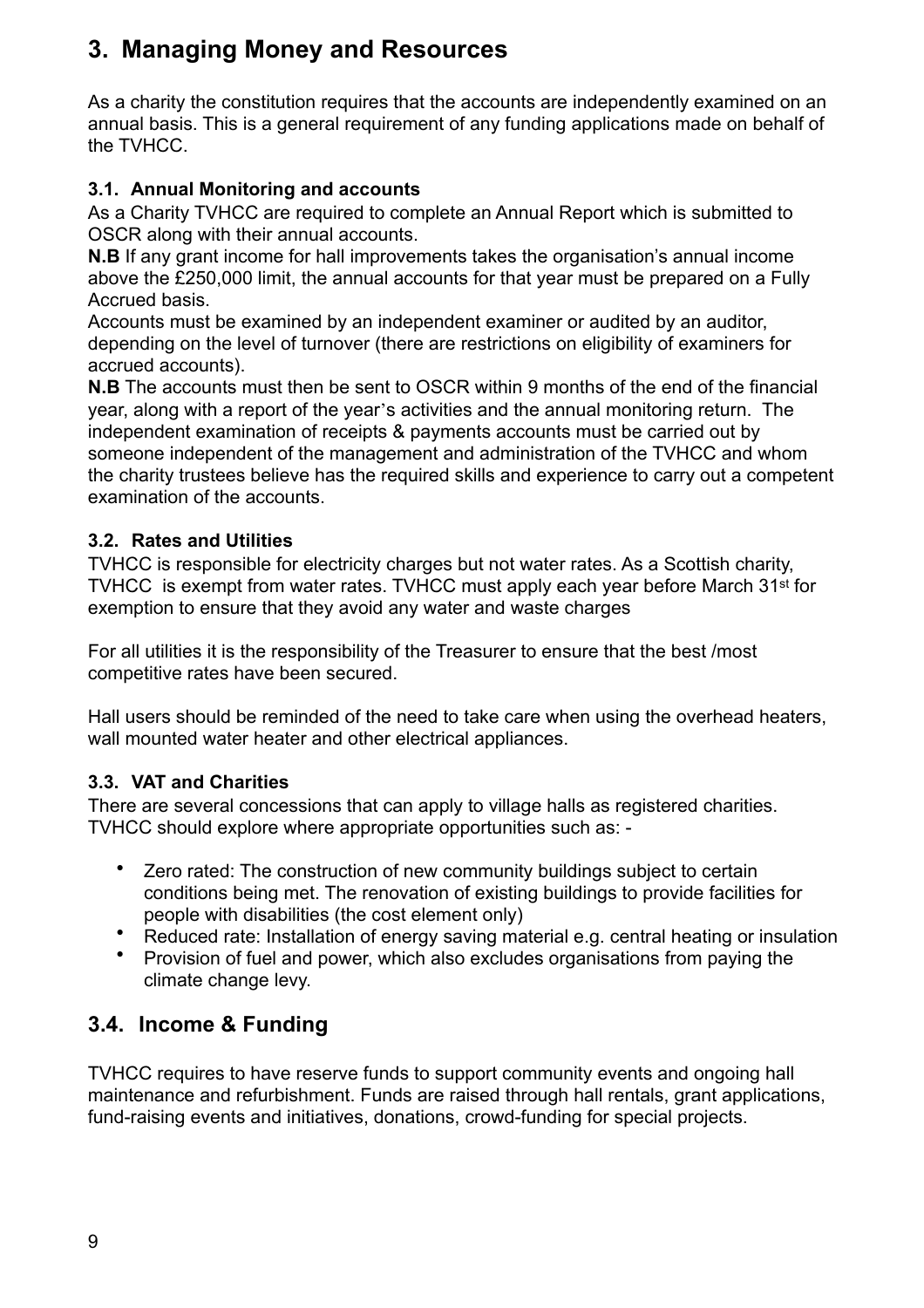## 3. Managing Money and Resources

As a charity the constitution requires that the accounts are independently examined on an annual basis. This is a general requirement of any funding applications made on behalf of the TVHCC.

### 3.1. Annual Monitoring and accounts

As a Charity TVHCC are required to complete an Annual Report which is submitted to OSCR along with their annual accounts.

**N.B** If any grant income for hall improvements takes the organisation's annual income above the £250,000 limit, the annual accounts for that year must be prepared on a Fully Accrued basis.

Accounts must be examined by an independent examiner or audited by an auditor, depending on the level of turnover (there are restrictions on eligibility of examiners for accrued accounts).

**N.B** The accounts must then be sent to OSCR within 9 months of the end of the financial year, along with a report of the year's activities and the annual monitoring return. The independent examination of receipts & payments accounts must be carried out by someone independent of the management and administration of the TVHCC and whom the charity trustees believe has the required skills and experience to carry out a competent examination of the accounts.

### 3.2. Rates and Utilities

TVHCC is responsible for electricity charges but not water rates. As a Scottish charity, TVHCC is exempt from water rates. TVHCC must apply each year before March 31st for exemption to ensure that they avoid any water and waste charges

For all utilities it is the responsibility of the Treasurer to ensure that the best /most competitive rates have been secured.

Hall users should be reminded of the need to take care when using the overhead heaters, wall mounted water heater and other electrical appliances.

### 3.3. VAT and Charities

There are several concessions that can apply to village halls as registered charities. TVHCC should explore where appropriate opportunities such as: -

- Zero rated: The construction of new community buildings subject to certain conditions being met. The renovation of existing buildings to provide facilities for people with disabilities (the cost element only)
- Reduced rate: Installation of energy saving material e.g. central heating or insulation
- Provision of fuel and power, which also excludes organisations from paying the climate change levy.

## 3.4. Income & Funding

TVHCC requires to have reserve funds to support community events and ongoing hall maintenance and refurbishment. Funds are raised through hall rentals, grant applications, fund-raising events and initiatives, donations, crowd-funding for special projects.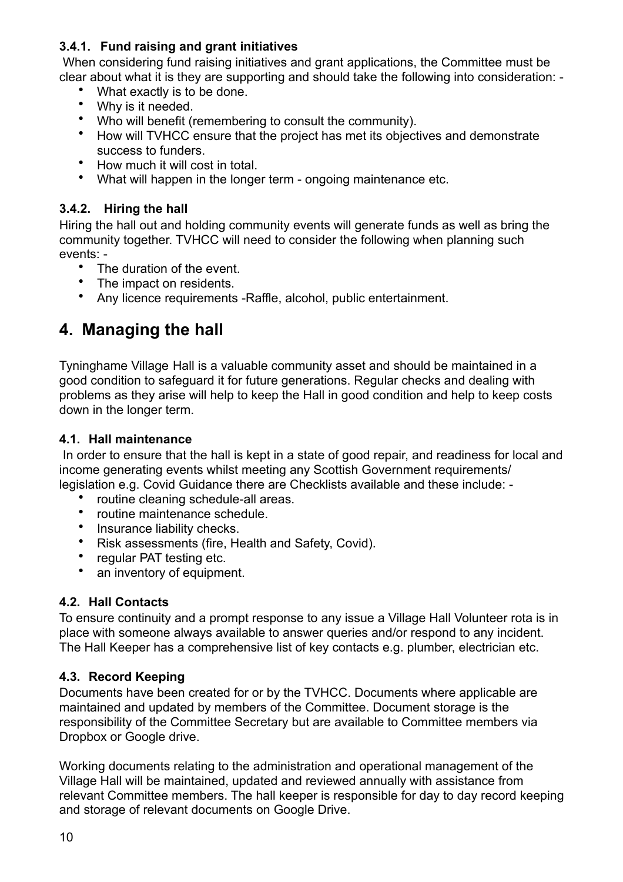#### 3.4.1. Fund raising and grant initiatives

When considering fund raising initiatives and grant applications, the Committee must be clear about what it is they are supporting and should take the following into consideration: -

- What exactly is to be done.
- Why is it needed.
- Who will benefit (remembering to consult the community).
- How will TVHCC ensure that the project has met its objectives and demonstrate success to funders.
- How much it will cost in total.
- What will happen in the longer term - ongoing maintenance etc.

#### 3.4.2. Hiring the hall

Hiring the hall out and holding community events will generate funds as well as bring the community together. TVHCC will need to consider the following when planning such events: -

- The duration of the event.
- The impact on residents.
- Any licence requirements -Raffle, alcohol, public entertainment.

# 4. Managing the hall

Tyninghame Village Hall is a valuable community asset and should be maintained in a good condition to safeguard it for future generations. Regular checks and dealing with problems as they arise will help to keep the Hall in good condition and help to keep costs down in the longer term.

### 4.1. Hall maintenance

In order to ensure that the hall is kept in a state of good repair, and readiness for local and income generating events whilst meeting any Scottish Government requirements/ legislation e.g. Covid Guidance there are Checklists available and these include: -

- routine cleaning schedule-all areas.
- routine maintenance schedule.
- Insurance liability checks.
- Risk assessments (fire, Health and Safety, Covid).
- regular PAT testing etc.
- an inventory of equipment.

### 4.2. Hall Contacts

To ensure continuity and a prompt response to any issue a Village Hall Volunteer rota is in place with someone always available to answer queries and/or respond to any incident. The Hall Keeper has a comprehensive list of key contacts e.g. plumber, electrician etc.

### 4.3. Record Keeping

Documents have been created for or by the TVHCC. Documents where applicable are maintained and updated by members of the Committee. Document storage is the responsibility of the Committee Secretary but are available to Committee members via Dropbox or Google drive.

Working documents relating to the administration and operational management of the Village Hall will be maintained, updated and reviewed annually with assistance from relevant Committee members. The hall keeper is responsible for day to day record keeping and storage of relevant documents on Google Drive.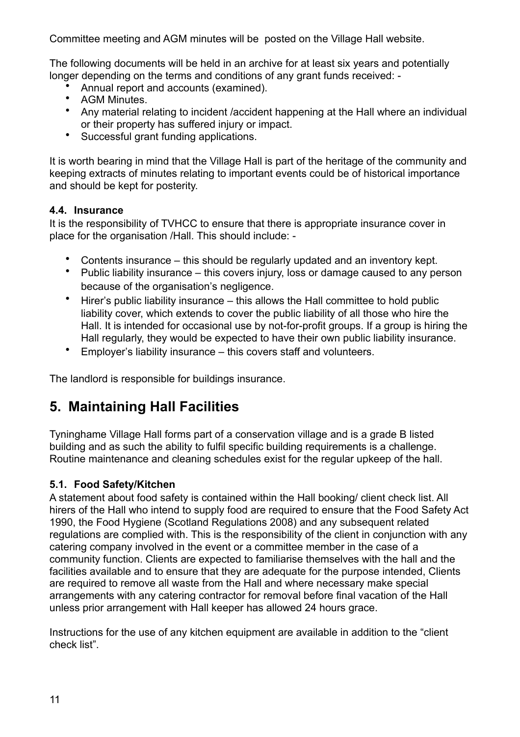Committee meeting and AGM minutes will be posted on the Village Hall website.

The following documents will be held in an archive for at least six years and potentially longer depending on the terms and conditions of any grant funds received: -

- Annual report and accounts (examined).
- AGM Minutes.
- Any material relating to incident /accident happening at the Hall where an individual or their property has suffered injury or impact.
- Successful grant funding applications.

It is worth bearing in mind that the Village Hall is part of the heritage of the community and keeping extracts of minutes relating to important events could be of historical importance and should be kept for posterity.

### 4.4. Insurance

It is the responsibility of TVHCC to ensure that there is appropriate insurance cover in place for the organisation /Hall. This should include: -

- Contents insurance – this should be regularly updated and an inventory kept.
- Public liability insurance – this covers injury, loss or damage caused to any person because of the organisation's negligence.
- Hirer's public liability insurance – this allows the Hall committee to hold public liability cover, which extends to cover the public liability of all those who hire the Hall. It is intended for occasional use by not-for-profit groups. If a group is hiring the Hall regularly, they would be expected to have their own public liability insurance.
- Employer's liability insurance – this covers staff and volunteers.

The landlord is responsible for buildings insurance.

## 5. Maintaining Hall Facilities

Tyninghame Village Hall forms part of a conservation village and is a grade B listed building and as such the ability to fulfil specific building requirements is a challenge. Routine maintenance and cleaning schedules exist for the regular upkeep of the hall.

### 5.1. Food Safety/Kitchen

A statement about food safety is contained within the Hall booking/ client check list. All hirers of the Hall who intend to supply food are required to ensure that the Food Safety Act 1990, the Food Hygiene (Scotland Regulations 2008) and any subsequent related regulations are complied with. This is the responsibility of the client in conjunction with any catering company involved in the event or a committee member in the case of a community function. Clients are expected to familiarise themselves with the hall and the facilities available and to ensure that they are adequate for the purpose intended, Clients are required to remove all waste from the Hall and where necessary make special arrangements with any catering contractor for removal before final vacation of the Hall unless prior arrangement with Hall keeper has allowed 24 hours grace.

Instructions for the use of any kitchen equipment are available in addition to the "client check list".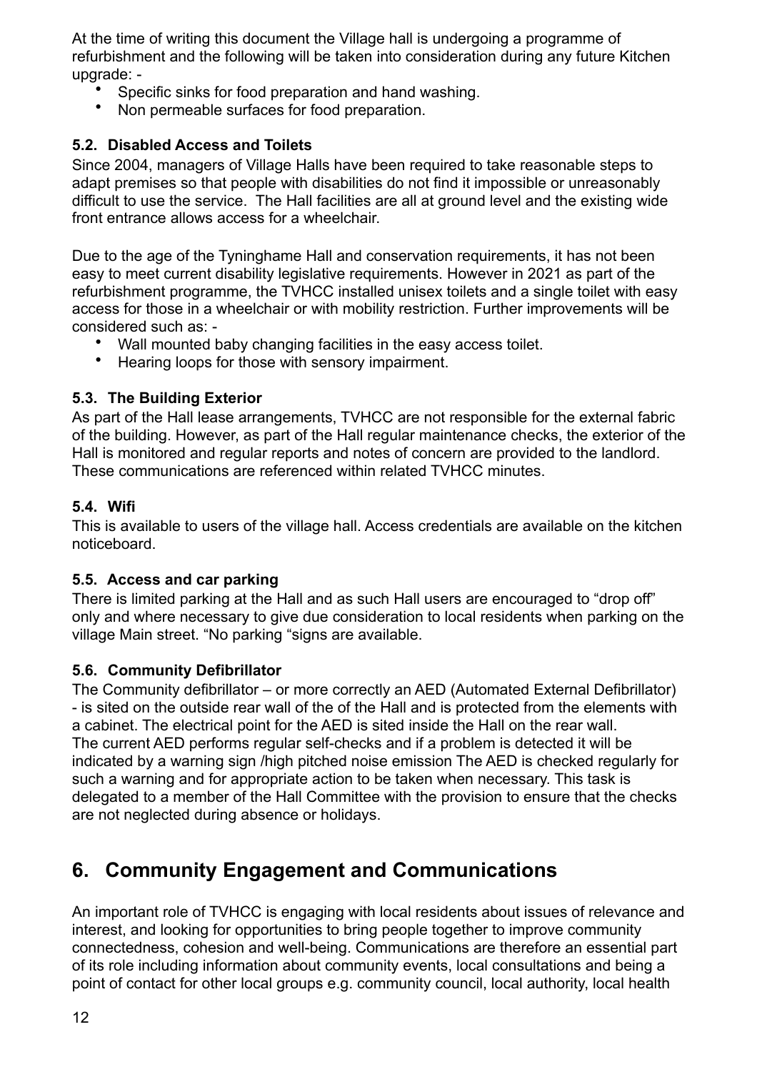At the time of writing this document the Village hall is undergoing a programme of refurbishment and the following will be taken into consideration during any future Kitchen upgrade: -

- Specific sinks for food preparation and hand washing.
- Non permeable surfaces for food preparation.

### 5.2. Disabled Access and Toilets

Since 2004, managers of Village Halls have been required to take reasonable steps to adapt premises so that people with disabilities do not find it impossible or unreasonably difficult to use the service. The Hall facilities are all at ground level and the existing wide front entrance allows access for a wheelchair.

Due to the age of the Tyninghame Hall and conservation requirements, it has not been easy to meet current disability legislative requirements. However in 2021 as part of the refurbishment programme, the TVHCC installed unisex toilets and a single toilet with easy access for those in a wheelchair or with mobility restriction. Further improvements will be considered such as: -

- Wall mounted baby changing facilities in the easy access toilet.
- Hearing loops for those with sensory impairment.

### 5.3. The Building Exterior

As part of the Hall lease arrangements, TVHCC are not responsible for the external fabric of the building. However, as part of the Hall regular maintenance checks, the exterior of the Hall is monitored and regular reports and notes of concern are provided to the landlord. These communications are referenced within related TVHCC minutes.

### 5.4. Wifi

This is available to users of the village hall. Access credentials are available on the kitchen noticeboard.

### 5.5. Access and car parking

There is limited parking at the Hall and as such Hall users are encouraged to "drop off" only and where necessary to give due consideration to local residents when parking on the village Main street. "No parking "signs are available.

### 5.6. Community Defibrillator

The Community defibrillator – or more correctly an AED (Automated External Defibrillator) - is sited on the outside rear wall of the of the Hall and is protected from the elements with a cabinet. The electrical point for the AED is sited inside the Hall on the rear wall.
The current AED performs regular self-checks and if a problem is detected it will be indicated by a warning sign /high pitched noise emission The AED is checked regularly for such a warning and for appropriate action to be taken when necessary. This task is delegated to a member of the Hall Committee with the provision to ensure that the checks are not neglected during absence or holidays.

## 6. Community Engagement and Communications

An important role of TVHCC is engaging with local residents about issues of relevance and interest, and looking for opportunities to bring people together to improve community connectedness, cohesion and well-being. Communications are therefore an essential part of its role including information about community events, local consultations and being a point of contact for other local groups e.g. community council, local authority, local health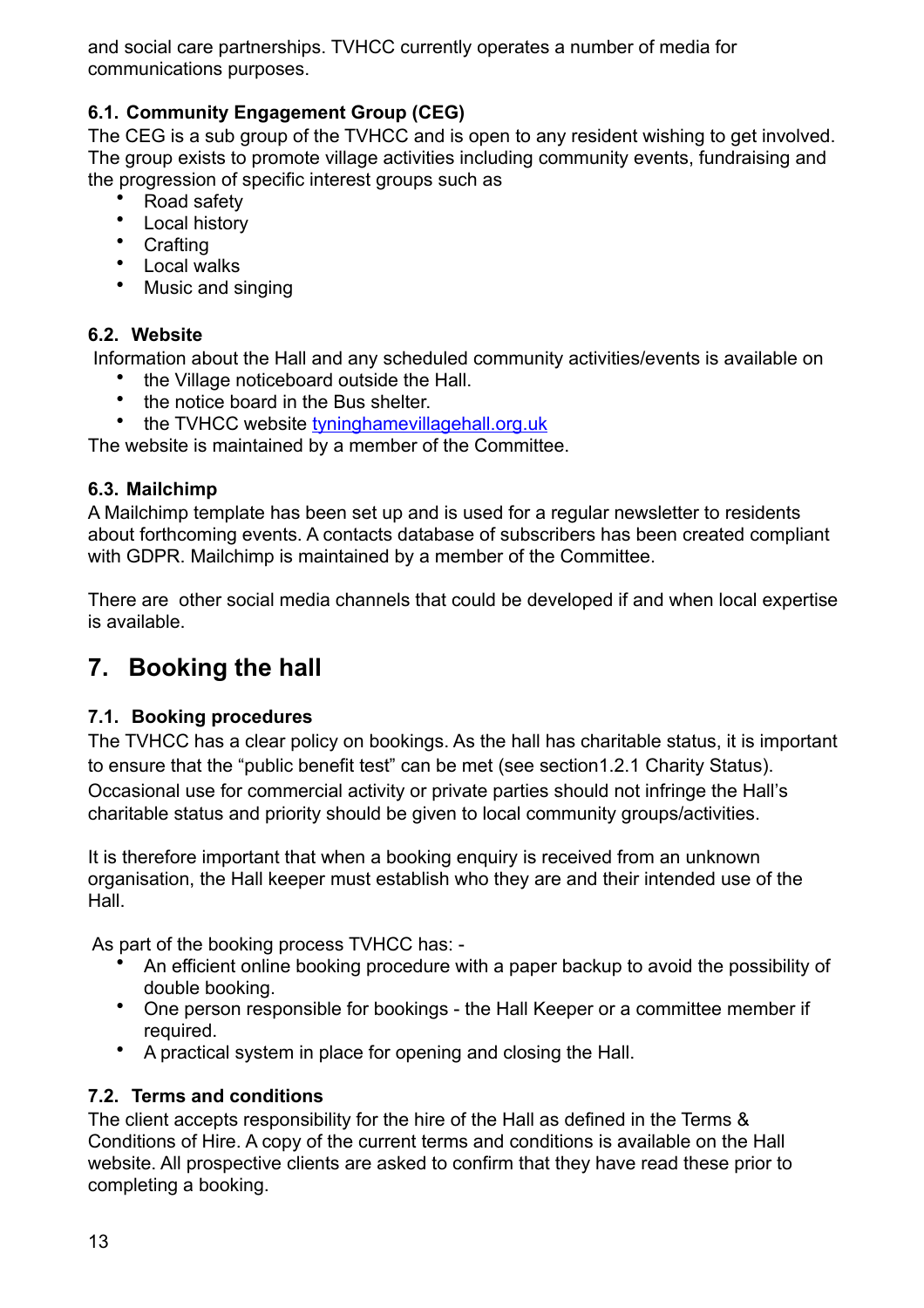and social care partnerships. TVHCC currently operates a number of media for communications purposes.

### 6.1. Community Engagement Group (CEG)

The CEG is a sub group of the TVHCC and is open to any resident wishing to get involved. The group exists to promote village activities including community events, fundraising and the progression of specific interest groups such as

- Road safety
- Local history
- Crafting
- Local walks
- Music and singing

### 6.2. Website

Information about the Hall and any scheduled community activities/events is available on

- the Village noticeboard outside the Hall.
- the notice board in the Bus shelter.
- the TVHCC website [tyninghamevillagehall.org.uk](tyninghamevillagehall.org.uk)

The website is maintained by a member of the Committee.

### 6.3. Mailchimp

A Mailchimp template has been set up and is used for a regular newsletter to residents about forthcoming events. A contacts database of subscribers has been created compliant with GDPR. Mailchimp is maintained by a member of the Committee.

There are other social media channels that could be developed if and when local expertise is available.

## 7. Booking the hall

### 7.1. Booking procedures

The TVHCC has a clear policy on bookings. As the hall has charitable status, it is important to ensure that the "public benefit test" can be met (see section1.2.1 Charity Status). Occasional use for commercial activity or private parties should not infringe the Hall's charitable status and priority should be given to local community groups/activities.

It is therefore important that when a booking enquiry is received from an unknown organisation, the Hall keeper must establish who they are and their intended use of the Hall.

As part of the booking process TVHCC has: -

- An efficient online booking procedure with a paper backup to avoid the possibility of double booking.
- One person responsible for bookings - the Hall Keeper or a committee member if required.
- A practical system in place for opening and closing the Hall.

### 7.2. Terms and conditions

The client accepts responsibility for the hire of the Hall as defined in the Terms & Conditions of Hire. A copy of the current terms and conditions is available on the Hall website. All prospective clients are asked to confirm that they have read these prior to completing a booking.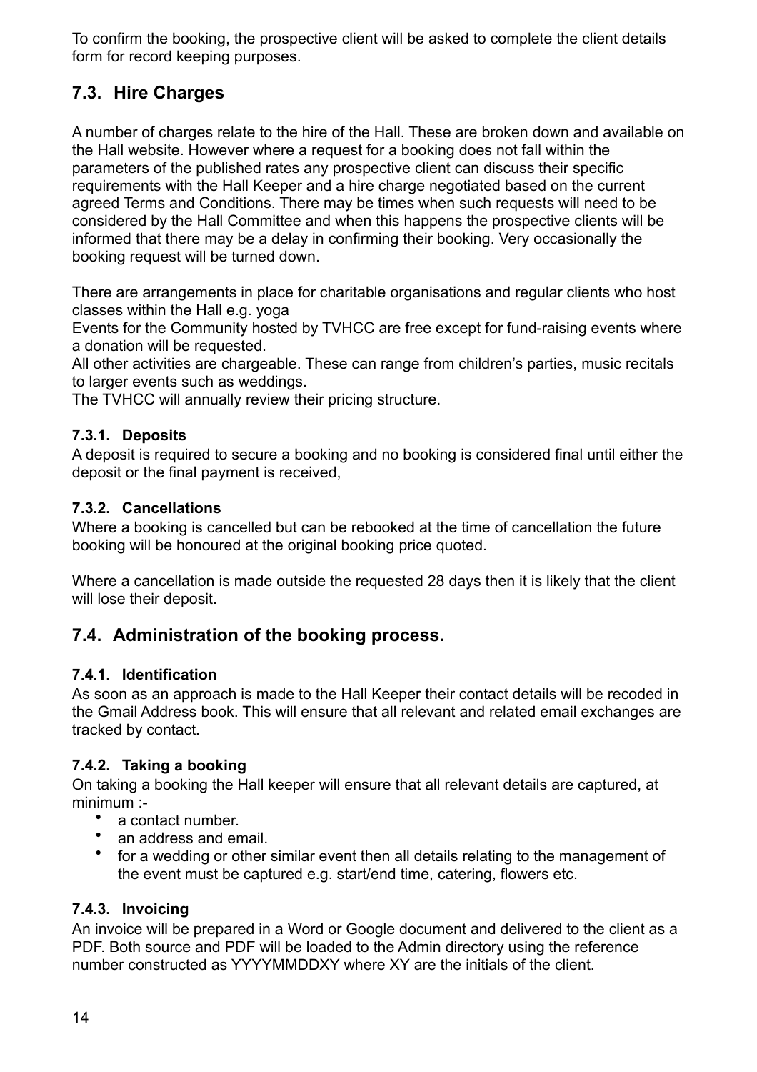To confirm the booking, the prospective client will be asked to complete the client details form for record keeping purposes.

## 7.3. Hire Charges

A number of charges relate to the hire of the Hall. These are broken down and available on the Hall website. However where a request for a booking does not fall within the parameters of the published rates any prospective client can discuss their specific requirements with the Hall Keeper and a hire charge negotiated based on the current agreed Terms and Conditions. There may be times when such requests will need to be considered by the Hall Committee and when this happens the prospective clients will be informed that there may be a delay in confirming their booking. Very occasionally the booking request will be turned down.

There are arrangements in place for charitable organisations and regular clients who host classes within the Hall e.g. yoga

Events for the Community hosted by TVHCC are free except for fund-raising events where a donation will be requested.

All other activities are chargeable. These can range from children's parties, music recitals to larger events such as weddings.

The TVHCC will annually review their pricing structure.

### 7.3.1. Deposits

A deposit is required to secure a booking and no booking is considered final until either the deposit or the final payment is received,

### 7.3.2. Cancellations

Where a booking is cancelled but can be rebooked at the time of cancellation the future booking will be honoured at the original booking price quoted.

Where a cancellation is made outside the requested 28 days then it is likely that the client will lose their deposit.

## 7.4. Administration of the booking process.

### 7.4.1. Identification

As soon as an approach is made to the Hall Keeper their contact details will be recoded in the Gmail Address book. This will ensure that all relevant and related email exchanges are tracked by contact**.**

### 7.4.2. Taking a booking

On taking a booking the Hall keeper will ensure that all relevant details are captured, at minimum :-

- a contact number.
- an address and email.
- for a wedding or other similar event then all details relating to the management of the event must be captured e.g. start/end time, catering, flowers etc.

### 7.4.3. Invoicing

An invoice will be prepared in a Word or Google document and delivered to the client as a PDF. Both source and PDF will be loaded to the Admin directory using the reference number constructed as YYYYMMDDXY where XY are the initials of the client.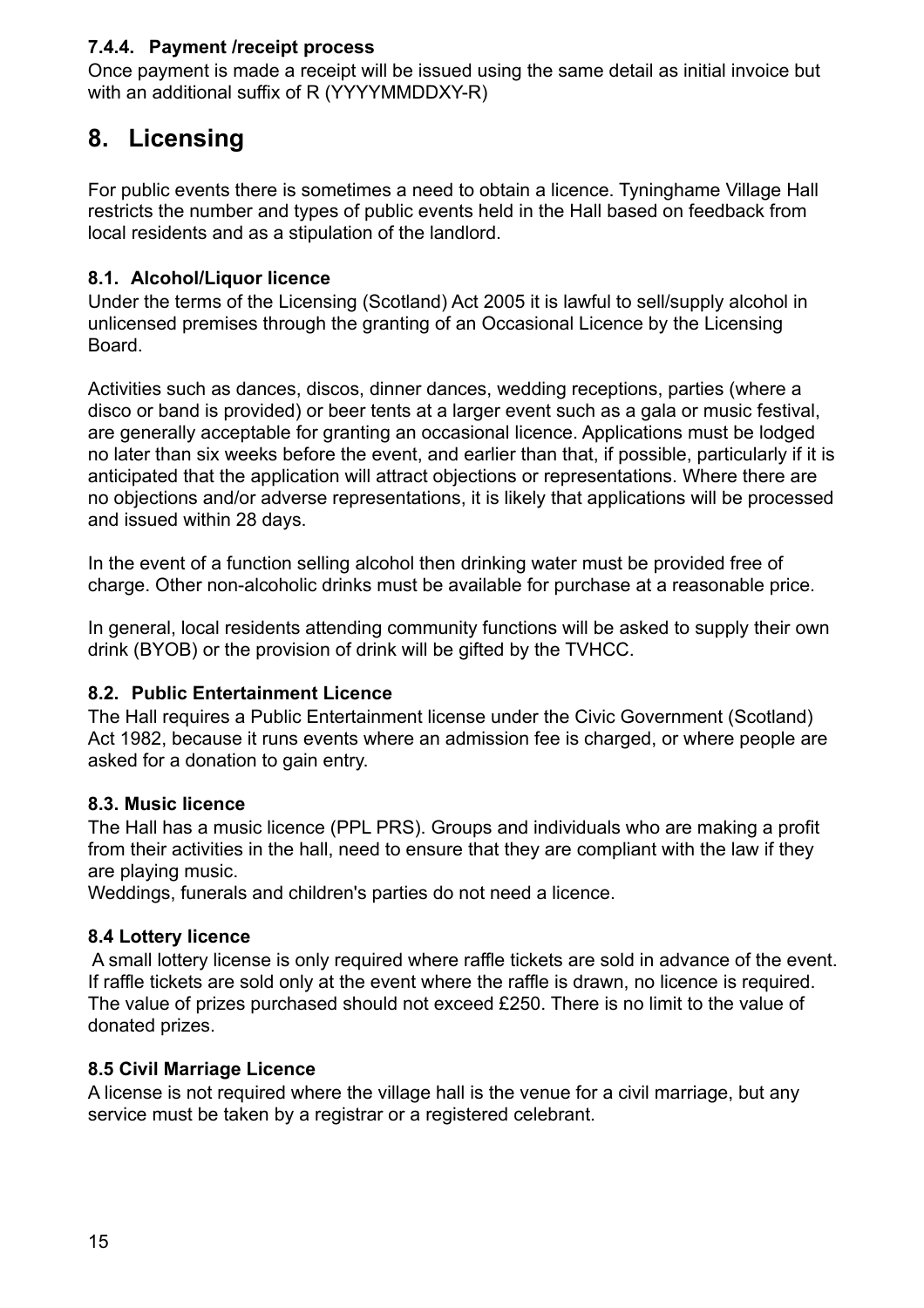#### 7.4.4. Payment /receipt process

Once payment is made a receipt will be issued using the same detail as initial invoice but with an additional suffix of R (YYYYMMDDXY-R)

# 8. Licensing

For public events there is sometimes a need to obtain a licence. Tyninghame Village Hall restricts the number and types of public events held in the Hall based on feedback from local residents and as a stipulation of the landlord.

### 8.1. Alcohol/Liquor licence

Under the terms of the Licensing (Scotland) Act 2005 it is lawful to sell/supply alcohol in unlicensed premises through the granting of an Occasional Licence by the Licensing Board.

Activities such as dances, discos, dinner dances, wedding receptions, parties (where a disco or band is provided) or beer tents at a larger event such as a gala or music festival, are generally acceptable for granting an occasional licence. Applications must be lodged no later than six weeks before the event, and earlier than that, if possible, particularly if it is anticipated that the application will attract objections or representations. Where there are no objections and/or adverse representations, it is likely that applications will be processed and issued within 28 days.

In the event of a function selling alcohol then drinking water must be provided free of charge. Other non-alcoholic drinks must be available for purchase at a reasonable price.

In general, local residents attending community functions will be asked to supply their own drink (BYOB) or the provision of drink will be gifted by the TVHCC.

### 8.2. Public Entertainment Licence

The Hall requires a Public Entertainment license under the Civic Government (Scotland) Act 1982, because it runs events where an admission fee is charged, or where people are asked for a donation to gain entry.

### 8.3. Music licence

The Hall has a music licence (PPL PRS). Groups and individuals who are making a profit from their activities in the hall, need to ensure that they are compliant with the law if they are playing music.
Weddings, funerals and children's parties do not need a licence.

### 8.4 Lottery licence

A small lottery license is only required where raffle tickets are sold in advance of the event. If raffle tickets are sold only at the event where the raffle is drawn, no licence is required. The value of prizes purchased should not exceed £250. There is no limit to the value of donated prizes.

### 8.5 Civil Marriage Licence

A license is not required where the village hall is the venue for a civil marriage, but any service must be taken by a registrar or a registered celebrant.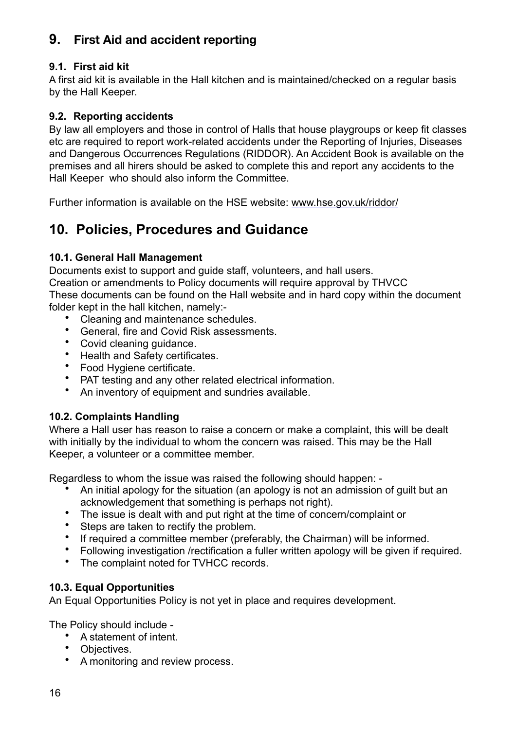## 9. First Aid and accident reporting

### 9.1. First aid kit

A first aid kit is available in the Hall kitchen and is maintained/checked on a regular basis by the Hall Keeper.

### 9.2. Reporting accidents

By law all employers and those in control of Halls that house playgroups or keep fit classes etc are required to report work-related accidents under the Reporting of Injuries, Diseases and Dangerous Occurrences Regulations (RIDDOR). An Accident Book is available on the premises and all hirers should be asked to complete this and report any accidents to the Hall Keeper who should also inform the Committee.

Further information is available on the HSE website: www.hse.gov.uk/riddor/

## 10. Policies, Procedures and Guidance

### 10.1. General Hall Management

Documents exist to support and guide staff, volunteers, and hall users.
Creation or amendments to Policy documents will require approval by THVCC
These documents can be found on the Hall website and in hard copy within the document folder kept in the hall kitchen, namely:-

- Cleaning and maintenance schedules.
- General, fire and Covid Risk assessments.
- Covid cleaning guidance.
- Health and Safety certificates.
- Food Hygiene certificate.
- PAT testing and any other related electrical information.
- An inventory of equipment and sundries available.

### 10.2. Complaints Handling

Where a Hall user has reason to raise a concern or make a complaint, this will be dealt with initially by the individual to whom the concern was raised. This may be the Hall Keeper, a volunteer or a committee member.

Regardless to whom the issue was raised the following should happen: -

- An initial apology for the situation (an apology is not an admission of guilt but an acknowledgement that something is perhaps not right).
- The issue is dealt with and put right at the time of concern/complaint or
- Steps are taken to rectify the problem.
- If required a committee member (preferably, the Chairman) will be informed.
- Following investigation /rectification a fuller written apology will be given if required.
- The complaint noted for TVHCC records.

### 10.3. Equal Opportunities

An Equal Opportunities Policy is not yet in place and requires development.

The Policy should include -

- A statement of intent.
- Objectives.
- A monitoring and review process.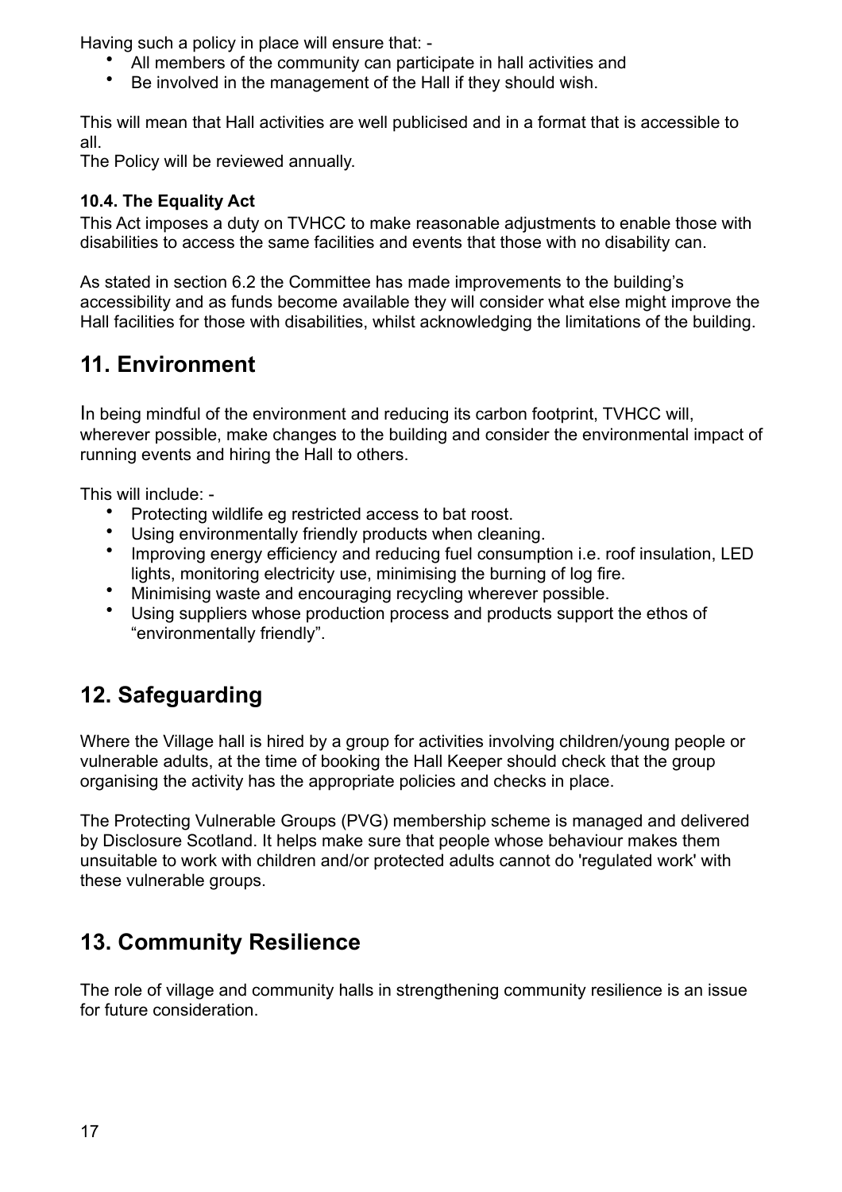Having such a policy in place will ensure that: -

- All members of the community can participate in hall activities and
- Be involved in the management of the Hall if they should wish.

This will mean that Hall activities are well publicised and in a format that is accessible to all.
The Policy will be reviewed annually.

### 10.4. The Equality Act

This Act imposes a duty on TVHCC to make reasonable adjustments to enable those with disabilities to access the same facilities and events that those with no disability can.

As stated in section 6.2 the Committee has made improvements to the building's accessibility and as funds become available they will consider what else might improve the Hall facilities for those with disabilities, whilst acknowledging the limitations of the building.

## 11. Environment

In being mindful of the environment and reducing its carbon footprint, TVHCC will, wherever possible, make changes to the building and consider the environmental impact of running events and hiring the Hall to others.

This will include: -

- Protecting wildlife eg restricted access to bat roost.
- Using environmentally friendly products when cleaning.
- Improving energy efficiency and reducing fuel consumption i.e. roof insulation, LED lights, monitoring electricity use, minimising the burning of log fire.
- Minimising waste and encouraging recycling wherever possible.
- Using suppliers whose production process and products support the ethos of "environmentally friendly".

## 12. Safeguarding

Where the Village hall is hired by a group for activities involving children/young people or vulnerable adults, at the time of booking the Hall Keeper should check that the group organising the activity has the appropriate policies and checks in place.

The Protecting Vulnerable Groups (PVG) membership scheme is managed and delivered by Disclosure Scotland. It helps make sure that people whose behaviour makes them unsuitable to work with children and/or protected adults cannot do 'regulated work' with these vulnerable groups.

## 13. Community Resilience

The role of village and community halls in strengthening community resilience is an issue for future consideration.